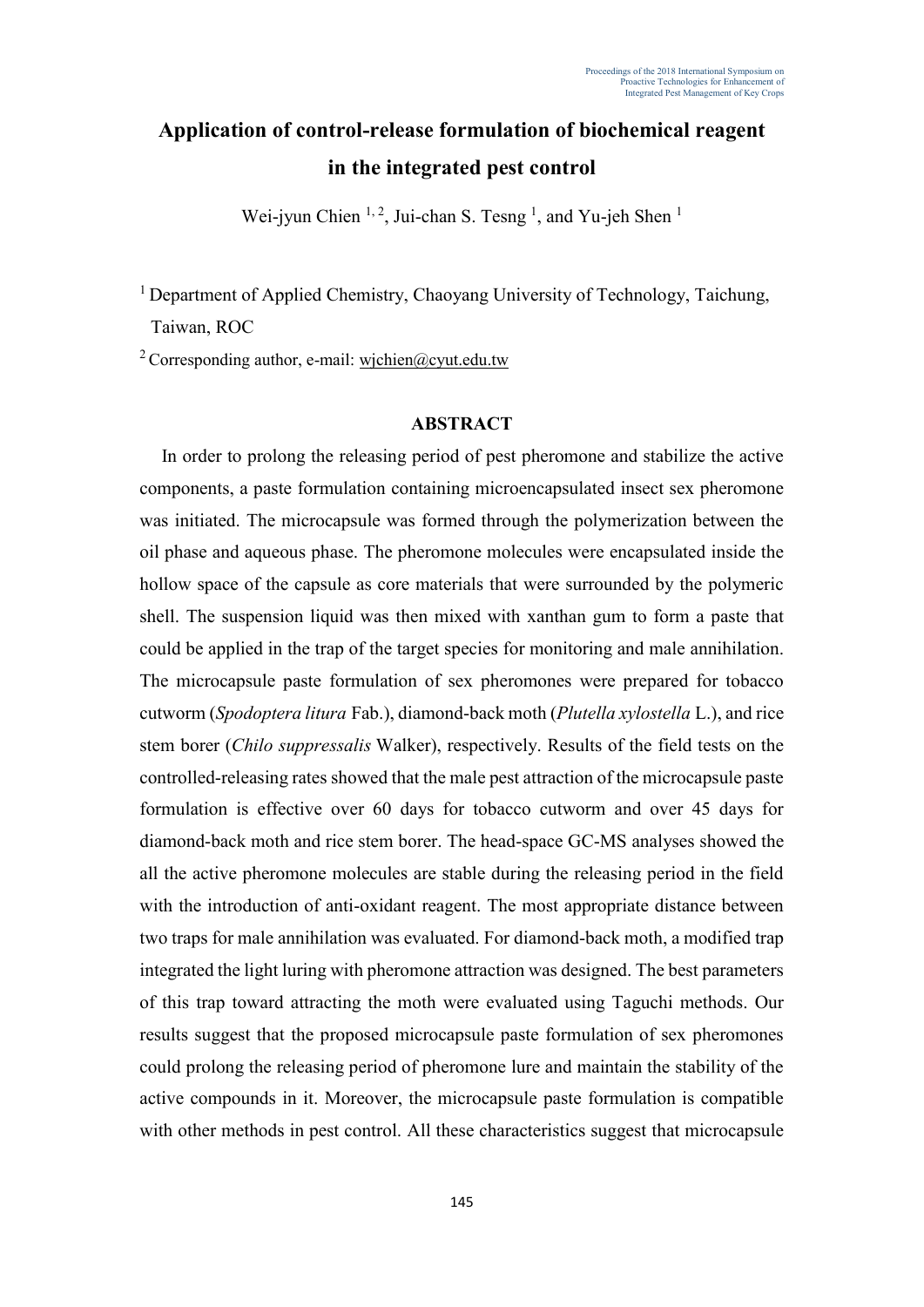# Application of control-release formulation of biochemical reagent in the integrated pest control

Wei-jyun Chien [1, 2], Jui-chan S. Tesng [1], and Yu-jeh Shen [1]

[1] Department of Applied Chemistry, Chaoyang University of Technology, Taichung, Taiwan, ROC

[2] Corresponding author, e-mail: wjchien@cyut.edu.tw

## ABSTRACT

In order to prolong the releasing period of pest pheromone and stabilize the active components, a paste formulation containing microencapsulated insect sex pheromone was initiated. The microcapsule was formed through the polymerization between the oil phase and aqueous phase. The pheromone molecules were encapsulated inside the hollow space of the capsule as core materials that were surrounded by the polymeric shell. The suspension liquid was then mixed with xanthan gum to form a paste that could be applied in the trap of the target species for monitoring and male annihilation. The microcapsule paste formulation of sex pheromones were prepared for tobacco cutworm (*Spodoptera litura* Fab.), diamond-back moth (*Plutella xylostella* L.), and rice stem borer (*Chilo suppressalis* Walker), respectively. Results of the field tests on the controlled-releasing rates showed that the male pest attraction of the microcapsule paste formulation is effective over 60 days for tobacco cutworm and over 45 days for diamond-back moth and rice stem borer. The head-space GC-MS analyses showed the all the active pheromone molecules are stable during the releasing period in the field with the introduction of anti-oxidant reagent. The most appropriate distance between two traps for male annihilation was evaluated. For diamond-back moth, a modified trap integrated the light luring with pheromone attraction was designed. The best parameters of this trap toward attracting the moth were evaluated using Taguchi methods. Our results suggest that the proposed microcapsule paste formulation of sex pheromones could prolong the releasing period of pheromone lure and maintain the stability of the active compounds in it. Moreover, the microcapsule paste formulation is compatible with other methods in pest control. All these characteristics suggest that microcapsule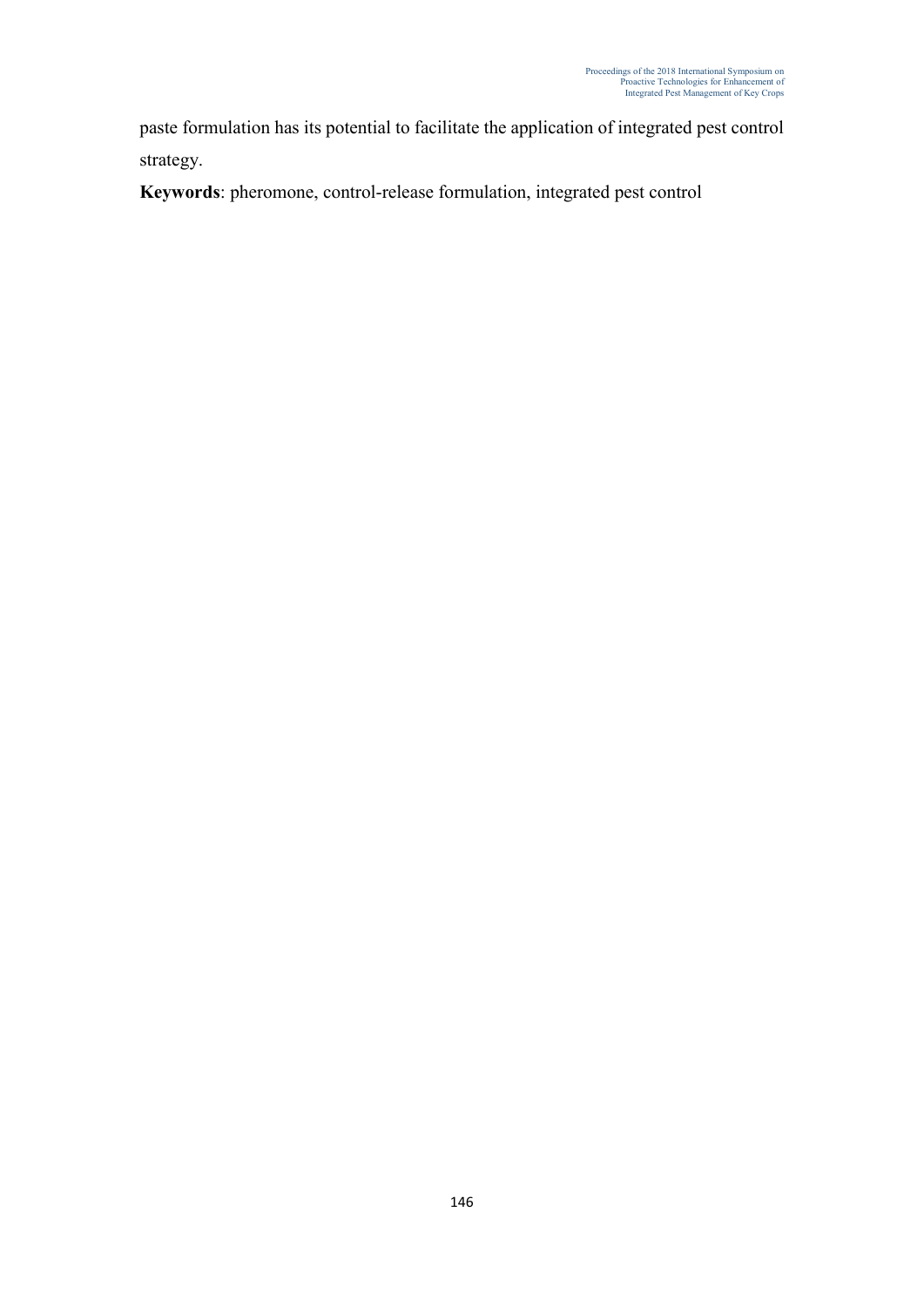paste formulation has its potential to facilitate the application of integrated pest control strategy.

**Keywords**: pheromone, control-release formulation, integrated pest control